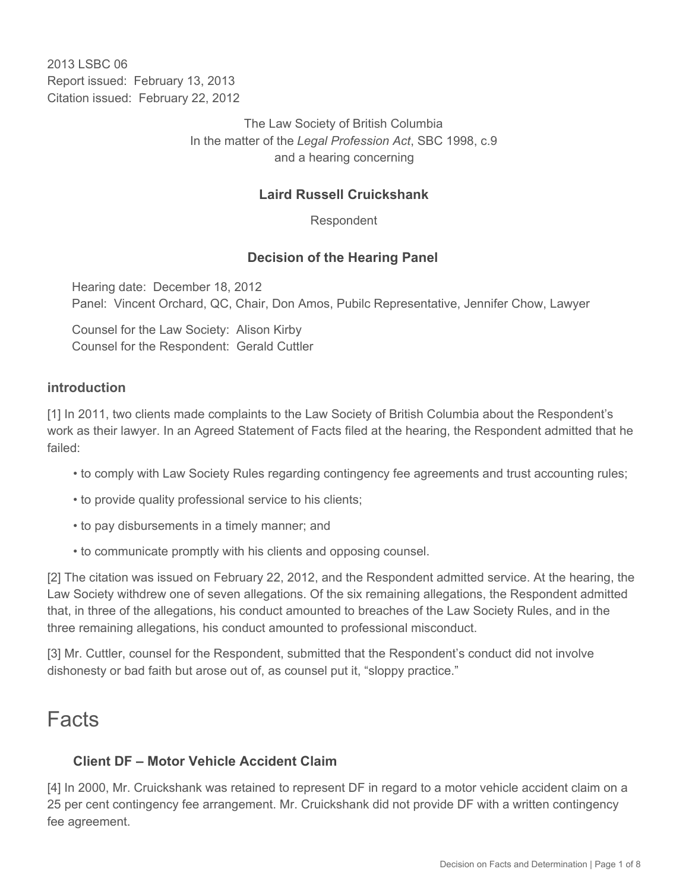2013 LSBC 06
Report issued: February 13, 2013
Citation issued: February 22, 2012

The Law Society of British Columbia
In the matter of the *Legal Profession Act*, SBC 1998, c.9
and a hearing concerning

**Laird Russell Cruickshank**

Respondent

## Decision of the Hearing Panel

Hearing date: December 18, 2012
Panel: Vincent Orchard, QC, Chair, Don Amos, Pubilc Representative, Jennifer Chow, Lawyer

Counsel for the Law Society: Alison Kirby
Counsel for the Respondent: Gerald Cuttler

### introduction

[1] In 2011, two clients made complaints to the Law Society of British Columbia about the Respondent's work as their lawyer. In an Agreed Statement of Facts filed at the hearing, the Respondent admitted that he failed:

- to comply with Law Society Rules regarding contingency fee agreements and trust accounting rules;
- to provide quality professional service to his clients;
- to pay disbursements in a timely manner; and
- to communicate promptly with his clients and opposing counsel.

[2] The citation was issued on February 22, 2012, and the Respondent admitted service. At the hearing, the Law Society withdrew one of seven allegations. Of the six remaining allegations, the Respondent admitted that, in three of the allegations, his conduct amounted to breaches of the Law Society Rules, and in the three remaining allegations, his conduct amounted to professional misconduct.

[3] Mr. Cuttler, counsel for the Respondent, submitted that the Respondent's conduct did not involve dishonesty or bad faith but arose out of, as counsel put it, "sloppy practice."

# Facts

### Client DF – Motor Vehicle Accident Claim

[4] In 2000, Mr. Cruickshank was retained to represent DF in regard to a motor vehicle accident claim on a 25 per cent contingency fee arrangement. Mr. Cruickshank did not provide DF with a written contingency fee agreement.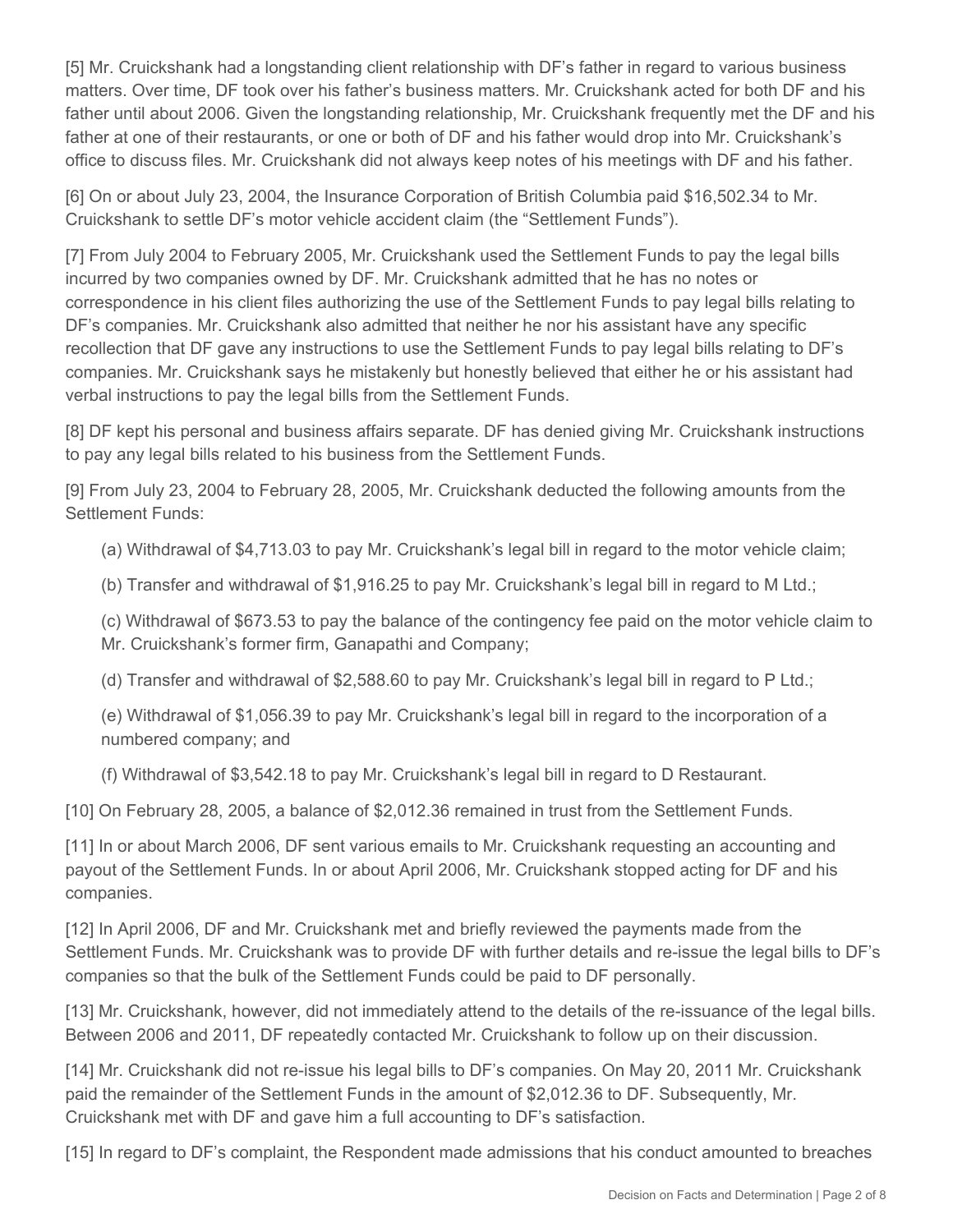[5] Mr. Cruickshank had a longstanding client relationship with DF's father in regard to various business matters. Over time, DF took over his father's business matters. Mr. Cruickshank acted for both DF and his father until about 2006. Given the longstanding relationship, Mr. Cruickshank frequently met the DF and his father at one of their restaurants, or one or both of DF and his father would drop into Mr. Cruickshank's office to discuss files. Mr. Cruickshank did not always keep notes of his meetings with DF and his father.

[6] On or about July 23, 2004, the Insurance Corporation of British Columbia paid $16,502.34 to Mr. Cruickshank to settle DF's motor vehicle accident claim (the "Settlement Funds").

[7] From July 2004 to February 2005, Mr. Cruickshank used the Settlement Funds to pay the legal bills incurred by two companies owned by DF. Mr. Cruickshank admitted that he has no notes or correspondence in his client files authorizing the use of the Settlement Funds to pay legal bills relating to DF's companies. Mr. Cruickshank also admitted that neither he nor his assistant have any specific recollection that DF gave any instructions to use the Settlement Funds to pay legal bills relating to DF's companies. Mr. Cruickshank says he mistakenly but honestly believed that either he or his assistant had verbal instructions to pay the legal bills from the Settlement Funds.

[8] DF kept his personal and business affairs separate. DF has denied giving Mr. Cruickshank instructions to pay any legal bills related to his business from the Settlement Funds.

[9] From July 23, 2004 to February 28, 2005, Mr. Cruickshank deducted the following amounts from the Settlement Funds:

(a) Withdrawal of $4,713.03 to pay Mr. Cruickshank's legal bill in regard to the motor vehicle claim;

(b) Transfer and withdrawal of $1,916.25 to pay Mr. Cruickshank's legal bill in regard to M Ltd.;

(c) Withdrawal of $673.53 to pay the balance of the contingency fee paid on the motor vehicle claim to Mr. Cruickshank's former firm, Ganapathi and Company;

(d) Transfer and withdrawal of $2,588.60 to pay Mr. Cruickshank's legal bill in regard to P Ltd.;

(e) Withdrawal of $1,056.39 to pay Mr. Cruickshank's legal bill in regard to the incorporation of a numbered company; and

(f) Withdrawal of $3,542.18 to pay Mr. Cruickshank's legal bill in regard to D Restaurant.

[10] On February 28, 2005, a balance of $2,012.36 remained in trust from the Settlement Funds.

[11] In or about March 2006, DF sent various emails to Mr. Cruickshank requesting an accounting and payout of the Settlement Funds. In or about April 2006, Mr. Cruickshank stopped acting for DF and his companies.

[12] In April 2006, DF and Mr. Cruickshank met and briefly reviewed the payments made from the Settlement Funds. Mr. Cruickshank was to provide DF with further details and re-issue the legal bills to DF's companies so that the bulk of the Settlement Funds could be paid to DF personally.

[13] Mr. Cruickshank, however, did not immediately attend to the details of the re-issuance of the legal bills. Between 2006 and 2011, DF repeatedly contacted Mr. Cruickshank to follow up on their discussion.

[14] Mr. Cruickshank did not re-issue his legal bills to DF's companies. On May 20, 2011 Mr. Cruickshank paid the remainder of the Settlement Funds in the amount of $2,012.36 to DF. Subsequently, Mr. Cruickshank met with DF and gave him a full accounting to DF's satisfaction.

[15] In regard to DF's complaint, the Respondent made admissions that his conduct amounted to breaches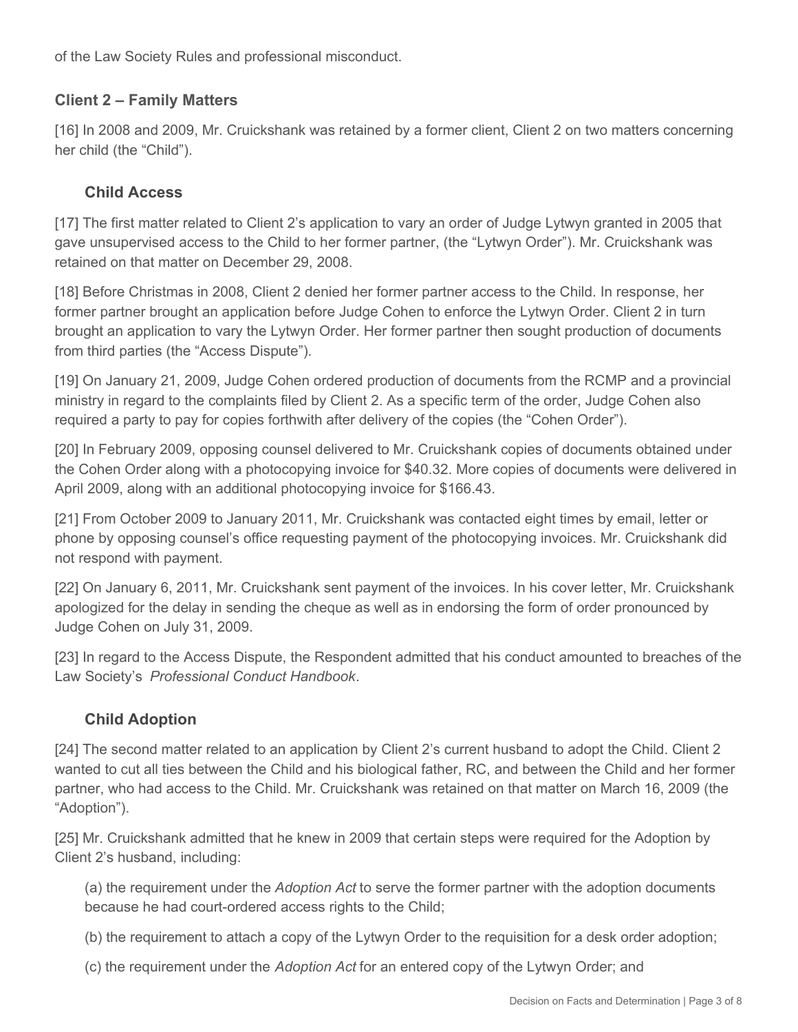of the Law Society Rules and professional misconduct.

### Client 2 – Family Matters

[16] In 2008 and 2009, Mr. Cruickshank was retained by a former client, Client 2 on two matters concerning her child (the "Child").

#### Child Access

[17] The first matter related to Client 2's application to vary an order of Judge Lytwyn granted in 2005 that gave unsupervised access to the Child to her former partner, (the "Lytwyn Order"). Mr. Cruickshank was retained on that matter on December 29, 2008.

[18] Before Christmas in 2008, Client 2 denied her former partner access to the Child. In response, her former partner brought an application before Judge Cohen to enforce the Lytwyn Order. Client 2 in turn brought an application to vary the Lytwyn Order. Her former partner then sought production of documents from third parties (the "Access Dispute").

[19] On January 21, 2009, Judge Cohen ordered production of documents from the RCMP and a provincial ministry in regard to the complaints filed by Client 2. As a specific term of the order, Judge Cohen also required a party to pay for copies forthwith after delivery of the copies (the "Cohen Order").

[20] In February 2009, opposing counsel delivered to Mr. Cruickshank copies of documents obtained under the Cohen Order along with a photocopying invoice for $40.32. More copies of documents were delivered in April 2009, along with an additional photocopying invoice for $166.43.

[21] From October 2009 to January 2011, Mr. Cruickshank was contacted eight times by email, letter or phone by opposing counsel's office requesting payment of the photocopying invoices. Mr. Cruickshank did not respond with payment.

[22] On January 6, 2011, Mr. Cruickshank sent payment of the invoices. In his cover letter, Mr. Cruickshank apologized for the delay in sending the cheque as well as in endorsing the form of order pronounced by Judge Cohen on July 31, 2009.

[23] In regard to the Access Dispute, the Respondent admitted that his conduct amounted to breaches of the Law Society's *Professional Conduct Handbook*.

#### Child Adoption

[24] The second matter related to an application by Client 2's current husband to adopt the Child. Client 2 wanted to cut all ties between the Child and his biological father, RC, and between the Child and her former partner, who had access to the Child. Mr. Cruickshank was retained on that matter on March 16, 2009 (the "Adoption").

[25] Mr. Cruickshank admitted that he knew in 2009 that certain steps were required for the Adoption by Client 2's husband, including:

(a) the requirement under the *Adoption Act* to serve the former partner with the adoption documents because he had court-ordered access rights to the Child;

(b) the requirement to attach a copy of the Lytwyn Order to the requisition for a desk order adoption;

(c) the requirement under the *Adoption Act* for an entered copy of the Lytwyn Order; and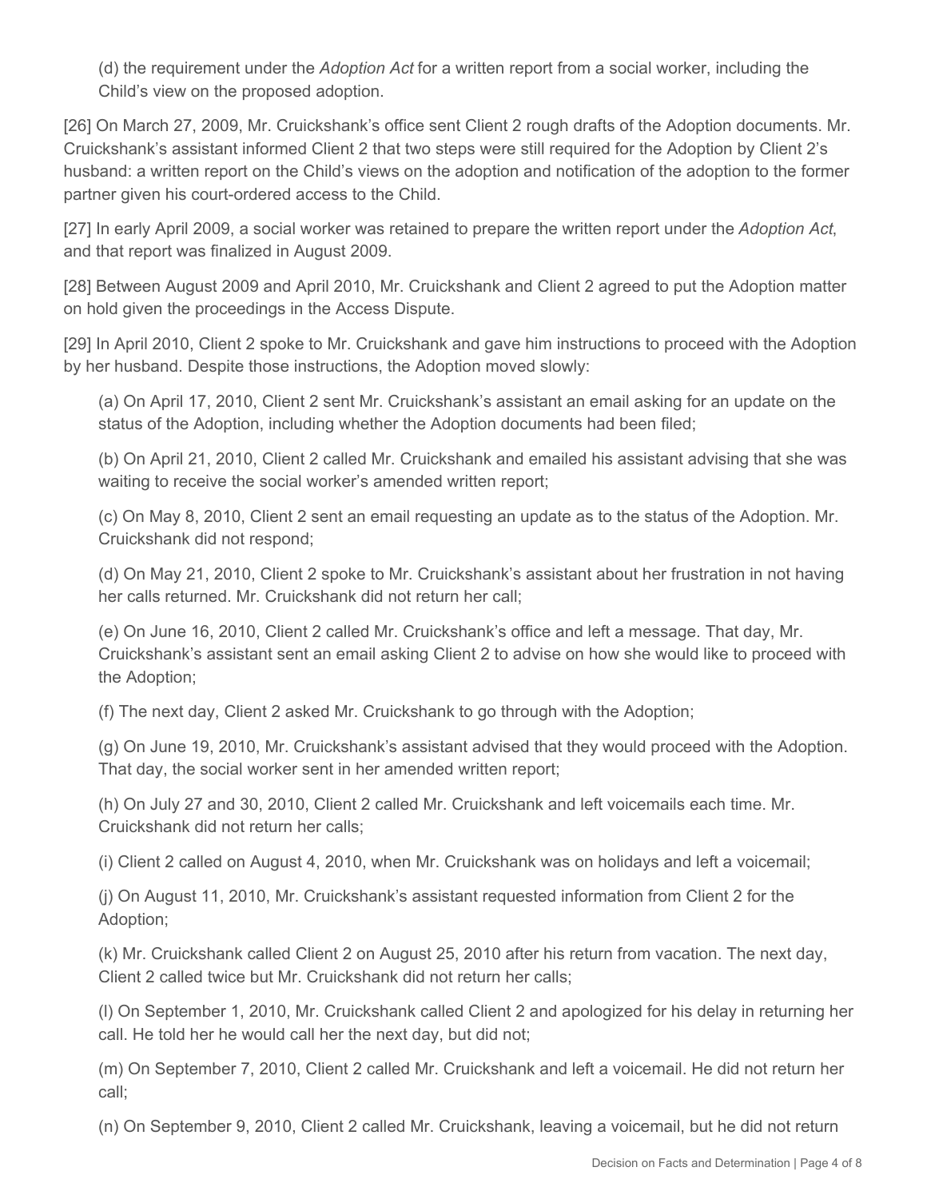(d) the requirement under the *Adoption Act* for a written report from a social worker, including the Child's view on the proposed adoption.

[26] On March 27, 2009, Mr. Cruickshank's office sent Client 2 rough drafts of the Adoption documents. Mr. Cruickshank's assistant informed Client 2 that two steps were still required for the Adoption by Client 2's husband: a written report on the Child's views on the adoption and notification of the adoption to the former partner given his court-ordered access to the Child.

[27] In early April 2009, a social worker was retained to prepare the written report under the *Adoption Act*, and that report was finalized in August 2009.

[28] Between August 2009 and April 2010, Mr. Cruickshank and Client 2 agreed to put the Adoption matter on hold given the proceedings in the Access Dispute.

[29] In April 2010, Client 2 spoke to Mr. Cruickshank and gave him instructions to proceed with the Adoption by her husband. Despite those instructions, the Adoption moved slowly:

(a) On April 17, 2010, Client 2 sent Mr. Cruickshank's assistant an email asking for an update on the status of the Adoption, including whether the Adoption documents had been filed;

(b) On April 21, 2010, Client 2 called Mr. Cruickshank and emailed his assistant advising that she was waiting to receive the social worker's amended written report;

(c) On May 8, 2010, Client 2 sent an email requesting an update as to the status of the Adoption. Mr. Cruickshank did not respond;

(d) On May 21, 2010, Client 2 spoke to Mr. Cruickshank's assistant about her frustration in not having her calls returned. Mr. Cruickshank did not return her call;

(e) On June 16, 2010, Client 2 called Mr. Cruickshank's office and left a message. That day, Mr. Cruickshank's assistant sent an email asking Client 2 to advise on how she would like to proceed with the Adoption;

(f) The next day, Client 2 asked Mr. Cruickshank to go through with the Adoption;

(g) On June 19, 2010, Mr. Cruickshank's assistant advised that they would proceed with the Adoption. That day, the social worker sent in her amended written report;

(h) On July 27 and 30, 2010, Client 2 called Mr. Cruickshank and left voicemails each time. Mr. Cruickshank did not return her calls;

(i) Client 2 called on August 4, 2010, when Mr. Cruickshank was on holidays and left a voicemail;

(j) On August 11, 2010, Mr. Cruickshank's assistant requested information from Client 2 for the Adoption;

(k) Mr. Cruickshank called Client 2 on August 25, 2010 after his return from vacation. The next day, Client 2 called twice but Mr. Cruickshank did not return her calls;

(l) On September 1, 2010, Mr. Cruickshank called Client 2 and apologized for his delay in returning her call. He told her he would call her the next day, but did not;

(m) On September 7, 2010, Client 2 called Mr. Cruickshank and left a voicemail. He did not return her call;

(n) On September 9, 2010, Client 2 called Mr. Cruickshank, leaving a voicemail, but he did not return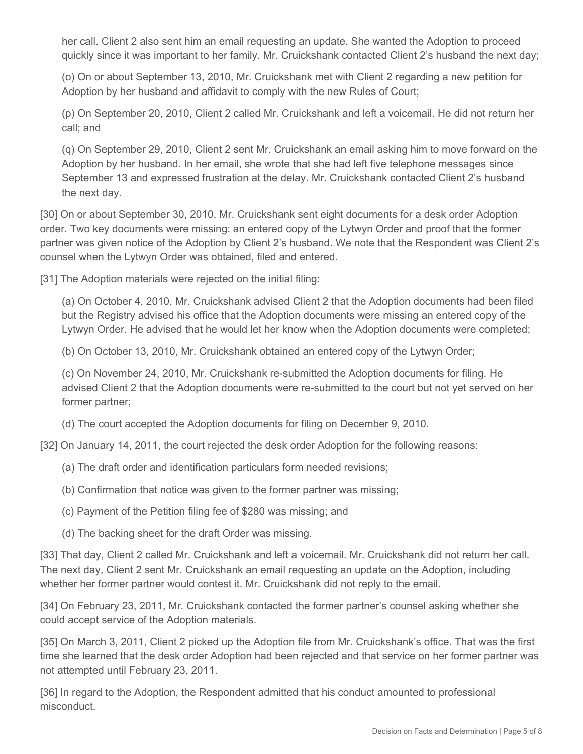her call. Client 2 also sent him an email requesting an update. She wanted the Adoption to proceed quickly since it was important to her family. Mr. Cruickshank contacted Client 2's husband the next day;

(o) On or about September 13, 2010, Mr. Cruickshank met with Client 2 regarding a new petition for Adoption by her husband and affidavit to comply with the new Rules of Court;

(p) On September 20, 2010, Client 2 called Mr. Cruickshank and left a voicemail. He did not return her call; and

(q) On September 29, 2010, Client 2 sent Mr. Cruickshank an email asking him to move forward on the Adoption by her husband. In her email, she wrote that she had left five telephone messages since September 13 and expressed frustration at the delay. Mr. Cruickshank contacted Client 2's husband the next day.

[30] On or about September 30, 2010, Mr. Cruickshank sent eight documents for a desk order Adoption order. Two key documents were missing: an entered copy of the Lytwyn Order and proof that the former partner was given notice of the Adoption by Client 2's husband. We note that the Respondent was Client 2's counsel when the Lytwyn Order was obtained, filed and entered.

[31] The Adoption materials were rejected on the initial filing:

(a) On October 4, 2010, Mr. Cruickshank advised Client 2 that the Adoption documents had been filed but the Registry advised his office that the Adoption documents were missing an entered copy of the Lytwyn Order. He advised that he would let her know when the Adoption documents were completed;

(b) On October 13, 2010, Mr. Cruickshank obtained an entered copy of the Lytwyn Order;

(c) On November 24, 2010, Mr. Cruickshank re-submitted the Adoption documents for filing. He advised Client 2 that the Adoption documents were re-submitted to the court but not yet served on her former partner;

(d) The court accepted the Adoption documents for filing on December 9, 2010.

[32] On January 14, 2011, the court rejected the desk order Adoption for the following reasons:

(a) The draft order and identification particulars form needed revisions;

(b) Confirmation that notice was given to the former partner was missing;

(c) Payment of the Petition filing fee of $280 was missing; and

(d) The backing sheet for the draft Order was missing.

[33] That day, Client 2 called Mr. Cruickshank and left a voicemail. Mr. Cruickshank did not return her call. The next day, Client 2 sent Mr. Cruickshank an email requesting an update on the Adoption, including whether her former partner would contest it. Mr. Cruickshank did not reply to the email.

[34] On February 23, 2011, Mr. Cruickshank contacted the former partner's counsel asking whether she could accept service of the Adoption materials.

[35] On March 3, 2011, Client 2 picked up the Adoption file from Mr. Cruickshank's office. That was the first time she learned that the desk order Adoption had been rejected and that service on her former partner was not attempted until February 23, 2011.

[36] In regard to the Adoption, the Respondent admitted that his conduct amounted to professional misconduct.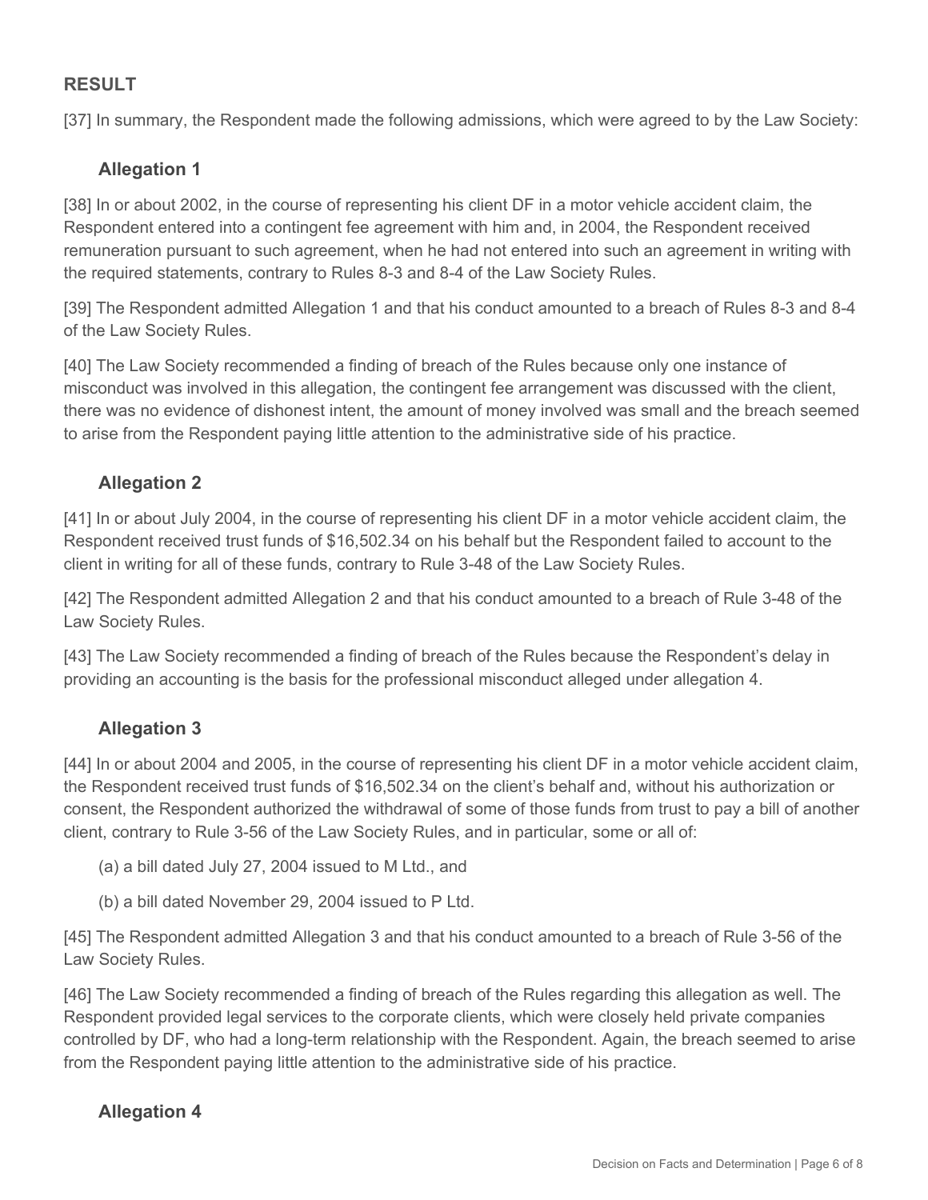## RESULT

[37] In summary, the Respondent made the following admissions, which were agreed to by the Law Society:

### Allegation 1

[38] In or about 2002, in the course of representing his client DF in a motor vehicle accident claim, the Respondent entered into a contingent fee agreement with him and, in 2004, the Respondent received remuneration pursuant to such agreement, when he had not entered into such an agreement in writing with the required statements, contrary to Rules 8-3 and 8-4 of the Law Society Rules.

[39] The Respondent admitted Allegation 1 and that his conduct amounted to a breach of Rules 8-3 and 8-4 of the Law Society Rules.

[40] The Law Society recommended a finding of breach of the Rules because only one instance of misconduct was involved in this allegation, the contingent fee arrangement was discussed with the client, there was no evidence of dishonest intent, the amount of money involved was small and the breach seemed to arise from the Respondent paying little attention to the administrative side of his practice.

### Allegation 2

[41] In or about July 2004, in the course of representing his client DF in a motor vehicle accident claim, the Respondent received trust funds of $16,502.34 on his behalf but the Respondent failed to account to the client in writing for all of these funds, contrary to Rule 3-48 of the Law Society Rules.

[42] The Respondent admitted Allegation 2 and that his conduct amounted to a breach of Rule 3-48 of the Law Society Rules.

[43] The Law Society recommended a finding of breach of the Rules because the Respondent's delay in providing an accounting is the basis for the professional misconduct alleged under allegation 4.

### Allegation 3

[44] In or about 2004 and 2005, in the course of representing his client DF in a motor vehicle accident claim, the Respondent received trust funds of $16,502.34 on the client's behalf and, without his authorization or consent, the Respondent authorized the withdrawal of some of those funds from trust to pay a bill of another client, contrary to Rule 3-56 of the Law Society Rules, and in particular, some or all of:

(a) a bill dated July 27, 2004 issued to M Ltd., and

(b) a bill dated November 29, 2004 issued to P Ltd.

[45] The Respondent admitted Allegation 3 and that his conduct amounted to a breach of Rule 3-56 of the Law Society Rules.

[46] The Law Society recommended a finding of breach of the Rules regarding this allegation as well. The Respondent provided legal services to the corporate clients, which were closely held private companies controlled by DF, who had a long-term relationship with the Respondent. Again, the breach seemed to arise from the Respondent paying little attention to the administrative side of his practice.

### Allegation 4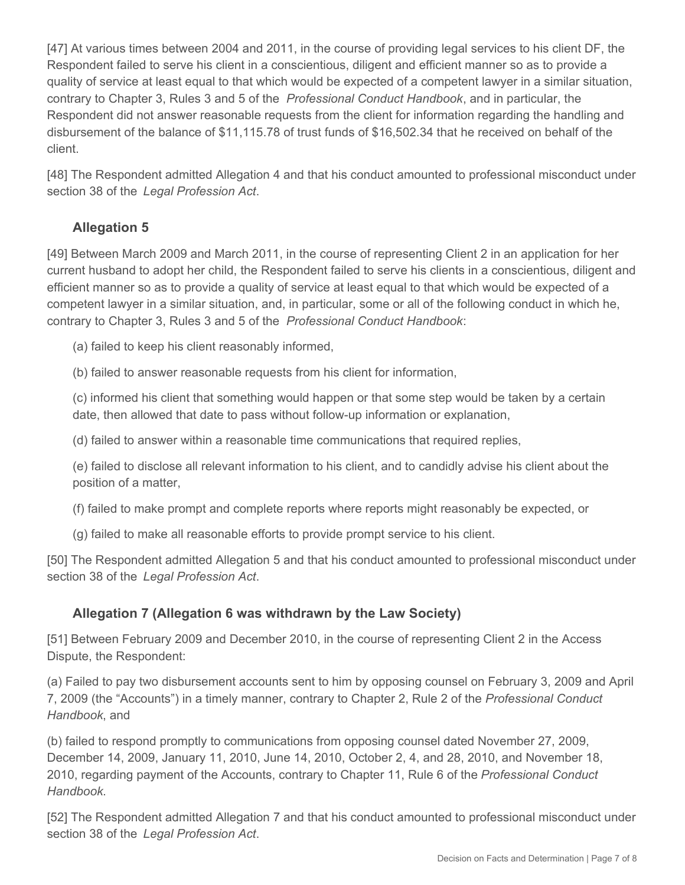[47] At various times between 2004 and 2011, in the course of providing legal services to his client DF, the Respondent failed to serve his client in a conscientious, diligent and efficient manner so as to provide a quality of service at least equal to that which would be expected of a competent lawyer in a similar situation, contrary to Chapter 3, Rules 3 and 5 of the *Professional Conduct Handbook*, and in particular, the Respondent did not answer reasonable requests from the client for information regarding the handling and disbursement of the balance of $11,115.78 of trust funds of $16,502.34 that he received on behalf of the client.

[48] The Respondent admitted Allegation 4 and that his conduct amounted to professional misconduct under section 38 of the *Legal Profession Act*.

### Allegation 5

[49] Between March 2009 and March 2011, in the course of representing Client 2 in an application for her current husband to adopt her child, the Respondent failed to serve his clients in a conscientious, diligent and efficient manner so as to provide a quality of service at least equal to that which would be expected of a competent lawyer in a similar situation, and, in particular, some or all of the following conduct in which he, contrary to Chapter 3, Rules 3 and 5 of the *Professional Conduct Handbook*:

(a) failed to keep his client reasonably informed,

(b) failed to answer reasonable requests from his client for information,

(c) informed his client that something would happen or that some step would be taken by a certain date, then allowed that date to pass without follow-up information or explanation,

(d) failed to answer within a reasonable time communications that required replies,

(e) failed to disclose all relevant information to his client, and to candidly advise his client about the position of a matter,

(f) failed to make prompt and complete reports where reports might reasonably be expected, or

(g) failed to make all reasonable efforts to provide prompt service to his client.

[50] The Respondent admitted Allegation 5 and that his conduct amounted to professional misconduct under section 38 of the *Legal Profession Act*.

### Allegation 7 (Allegation 6 was withdrawn by the Law Society)

[51] Between February 2009 and December 2010, in the course of representing Client 2 in the Access Dispute, the Respondent:

(a) Failed to pay two disbursement accounts sent to him by opposing counsel on February 3, 2009 and April 7, 2009 (the "Accounts") in a timely manner, contrary to Chapter 2, Rule 2 of the *Professional Conduct Handbook*, and

(b) failed to respond promptly to communications from opposing counsel dated November 27, 2009, December 14, 2009, January 11, 2010, June 14, 2010, October 2, 4, and 28, 2010, and November 18, 2010, regarding payment of the Accounts, contrary to Chapter 11, Rule 6 of the *Professional Conduct Handbook*.

[52] The Respondent admitted Allegation 7 and that his conduct amounted to professional misconduct under section 38 of the *Legal Profession Act*.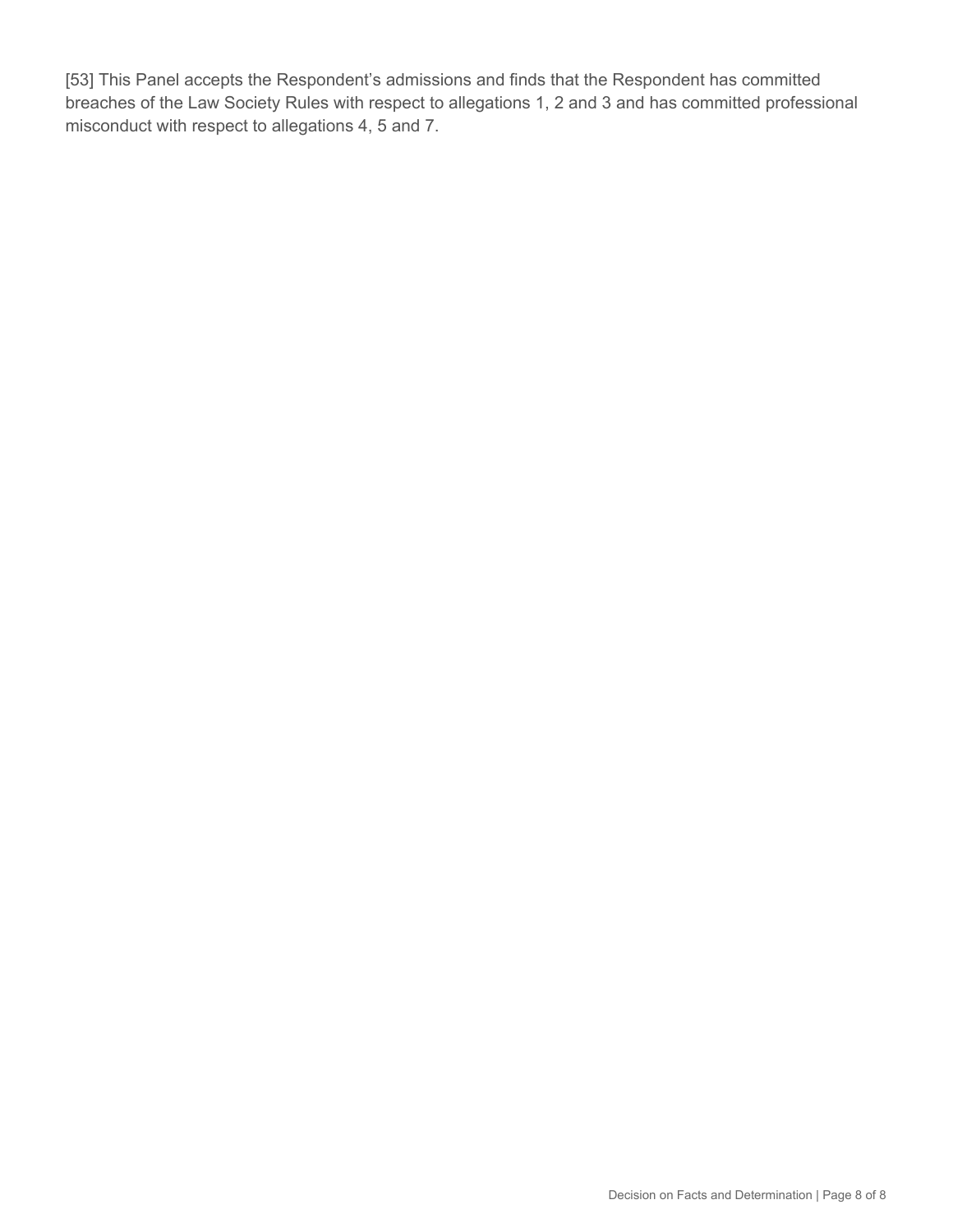[53] This Panel accepts the Respondent's admissions and finds that the Respondent has committed breaches of the Law Society Rules with respect to allegations 1, 2 and 3 and has committed professional misconduct with respect to allegations 4, 5 and 7.